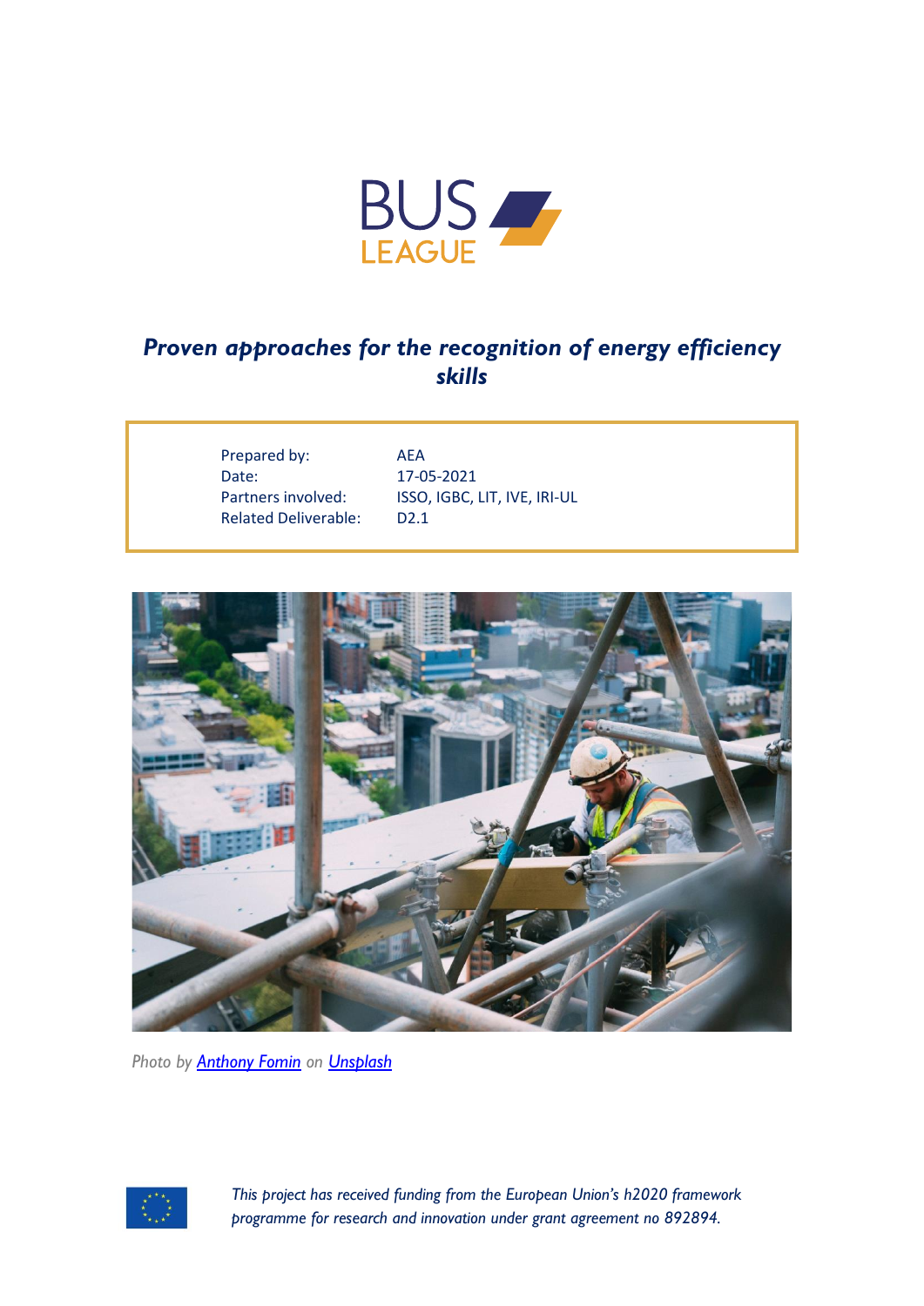BUS LEAGUE

# *Proven approaches for the recognition of energy efficiency skills*

| | |
|---|---|
| Prepared by: | AEA |
| Date: | 17-05-2021 |
| Partners involved: | ISSO, IGBC, LIT, IVE, IRI-UL |
| Related Deliverable: | D2.1 |

*Photo by [Anthony Fomin](#) on [Unsplash](#)*

*This project has received funding from the European Union's h2020 framework programme for research and innovation under grant agreement no 892894.*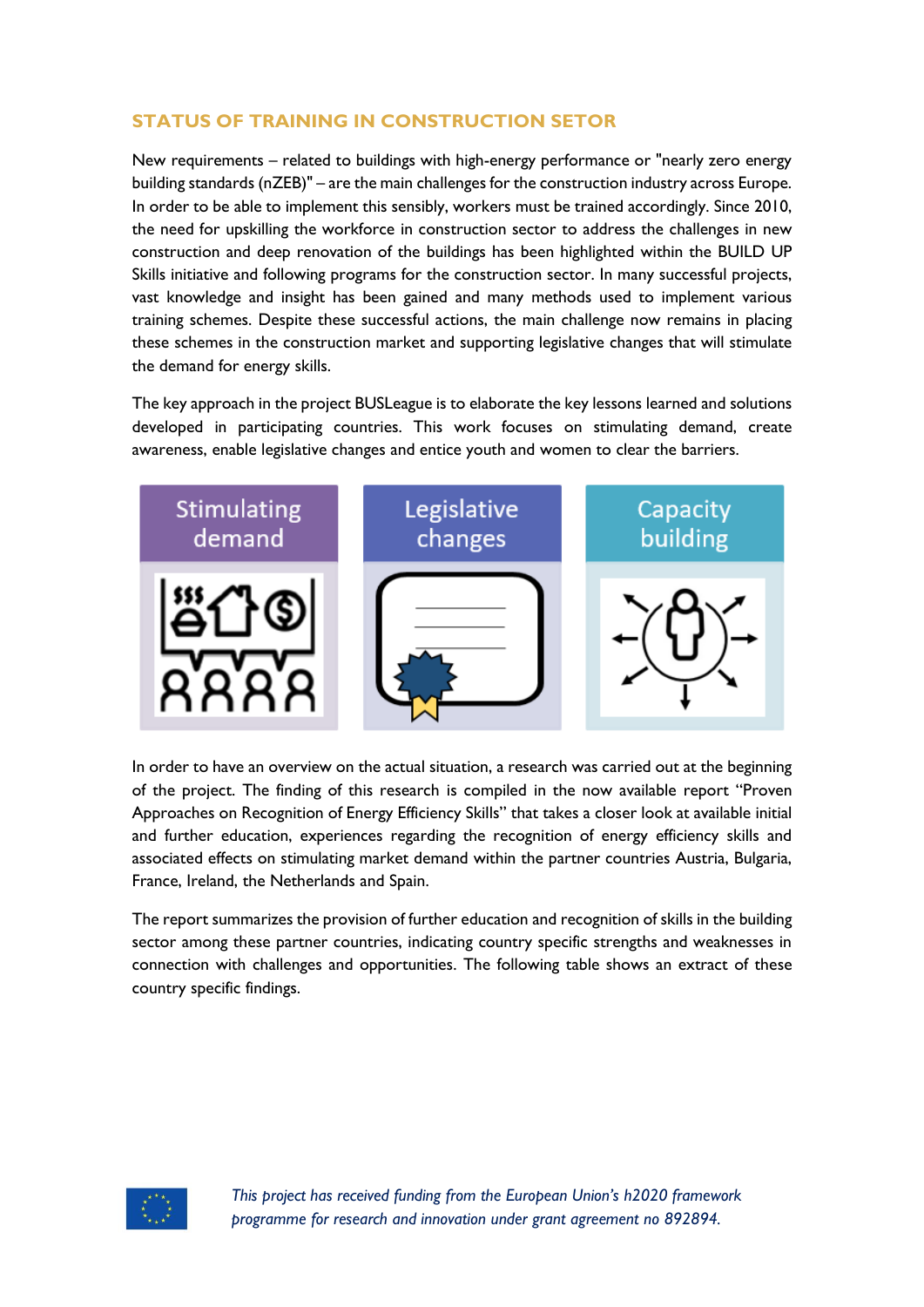## STATUS OF TRAINING IN CONSTRUCTION SETOR

New requirements – related to buildings with high-energy performance or "nearly zero energy building standards (nZEB)" – are the main challenges for the construction industry across Europe. In order to be able to implement this sensibly, workers must be trained accordingly. Since 2010, the need for upskilling the workforce in construction sector to address the challenges in new construction and deep renovation of the buildings has been highlighted within the BUILD UP Skills initiative and following programs for the construction sector. In many successful projects, vast knowledge and insight has been gained and many methods used to implement various training schemes. Despite these successful actions, the main challenge now remains in placing these schemes in the construction market and supporting legislative changes that will stimulate the demand for energy skills.

The key approach in the project BUSLeague is to elaborate the key lessons learned and solutions developed in participating countries. This work focuses on stimulating demand, create awareness, enable legislative changes and entice youth and women to clear the barriers.

Stimulating demand

Legislative changes

Capacity building

In order to have an overview on the actual situation, a research was carried out at the beginning of the project. The finding of this research is compiled in the now available report "Proven Approaches on Recognition of Energy Efficiency Skills" that takes a closer look at available initial and further education, experiences regarding the recognition of energy efficiency skills and associated effects on stimulating market demand within the partner countries Austria, Bulgaria, France, Ireland, the Netherlands and Spain.

The report summarizes the provision of further education and recognition of skills in the building sector among these partner countries, indicating country specific strengths and weaknesses in connection with challenges and opportunities. The following table shows an extract of these country specific findings.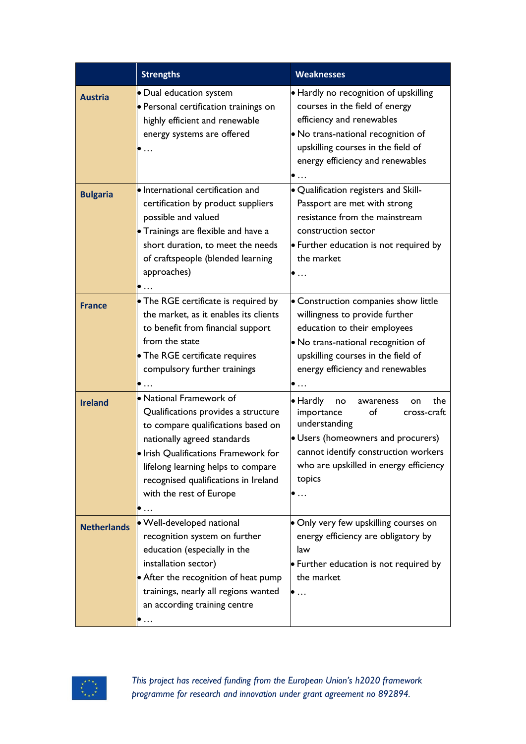| | Strengths | Weaknesses |
|---|---|---|
| **Austria** | • Dual education system<br>• Personal certification trainings on highly efficient and renewable energy systems are offered<br>• … | • Hardly no recognition of upskilling courses in the field of energy efficiency and renewables<br>• No trans-national recognition of upskilling courses in the field of energy efficiency and renewables<br>• … |
| **Bulgaria** | • International certification and certification by product suppliers possible and valued<br>• Trainings are flexible and have a short duration, to meet the needs of craftspeople (blended learning approaches)<br>• … | • Qualification registers and Skill-Passport are met with strong resistance from the mainstream construction sector<br>• Further education is not required by the market<br>• … |
| **France** | • The RGE certificate is required by the market, as it enables its clients to benefit from financial support from the state<br>• The RGE certificate requires compulsory further trainings<br>• … | • Construction companies show little willingness to provide further education to their employees<br>• No trans-national recognition of upskilling courses in the field of energy efficiency and renewables<br>• … |
| **Ireland** | • National Framework of Qualifications provides a structure to compare qualifications based on nationally agreed standards<br>• Irish Qualifications Framework for lifelong learning helps to compare recognised qualifications in Ireland with the rest of Europe<br>• … | • Hardly no awareness on the importance of cross-craft understanding<br>• Users (homeowners and procurers) cannot identify construction workers who are upskilled in energy efficiency topics<br>• … |
| **Netherlands** | • Well-developed national recognition system on further education (especially in the installation sector)<br>• After the recognition of heat pump trainings, nearly all regions wanted an according training centre<br>• … | • Only very few upskilling courses on energy efficiency are obligatory by law<br>• Further education is not required by the market<br>• … |

*This project has received funding from the European Union's h2020 framework programme for research and innovation under grant agreement no 892894.*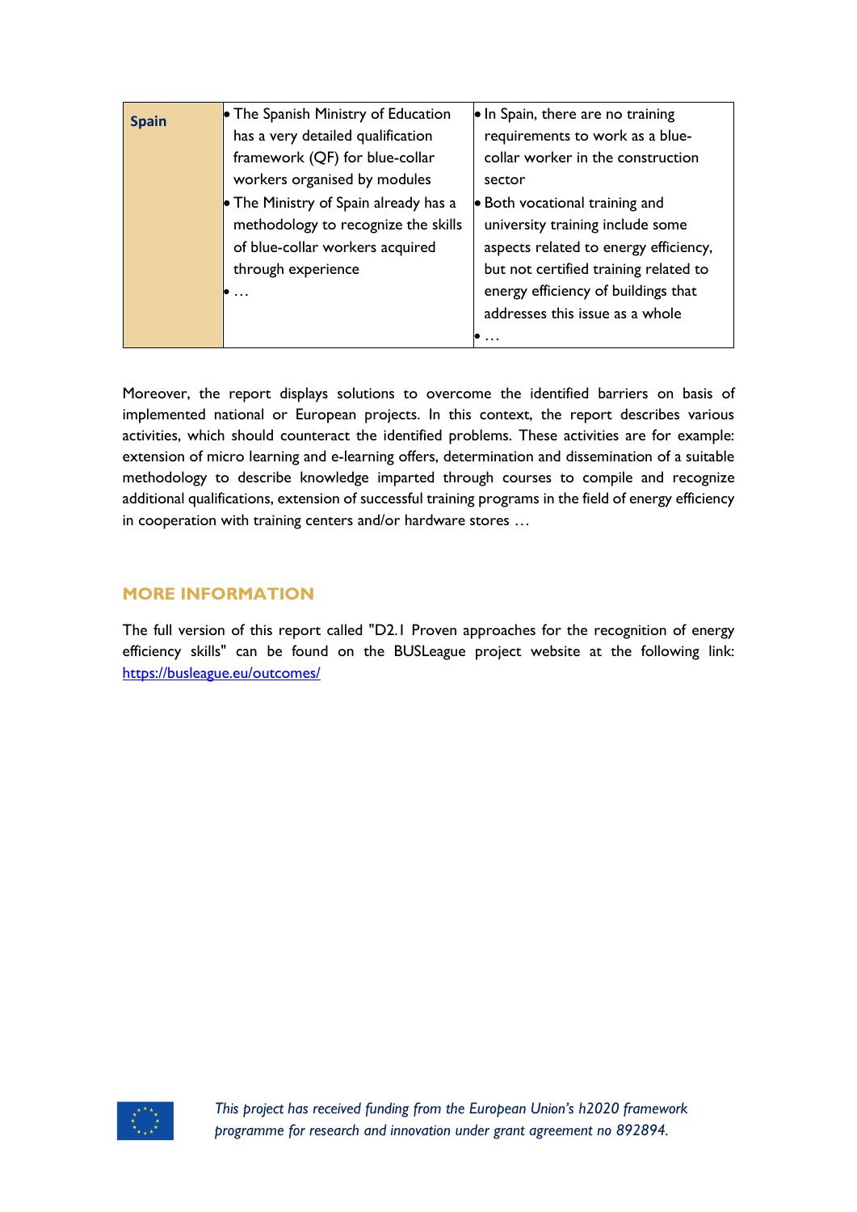| | | |
|---|---|---|
| **Spain** | • The Spanish Ministry of Education has a very detailed qualification framework (QF) for blue-collar workers organised by modules<br>• The Ministry of Spain already has a methodology to recognize the skills of blue-collar workers acquired through experience<br>• … | • In Spain, there are no training requirements to work as a blue-collar worker in the construction sector<br>• Both vocational training and university training include some aspects related to energy efficiency, but not certified training related to energy efficiency of buildings that addresses this issue as a whole<br>• … |

Moreover, the report displays solutions to overcome the identified barriers on basis of implemented national or European projects. In this context, the report describes various activities, which should counteract the identified problems. These activities are for example: extension of micro learning and e-learning offers, determination and dissemination of a suitable methodology to describe knowledge imparted through courses to compile and recognize additional qualifications, extension of successful training programs in the field of energy efficiency in cooperation with training centers and/or hardware stores …

## MORE INFORMATION

The full version of this report called "D2.1 Proven approaches for the recognition of energy efficiency skills" can be found on the BUSLeague project website at the following link: [https://busleague.eu/outcomes/](https://busleague.eu/outcomes/)

*This project has received funding from the European Union's h2020 framework programme for research and innovation under grant agreement no 892894.*